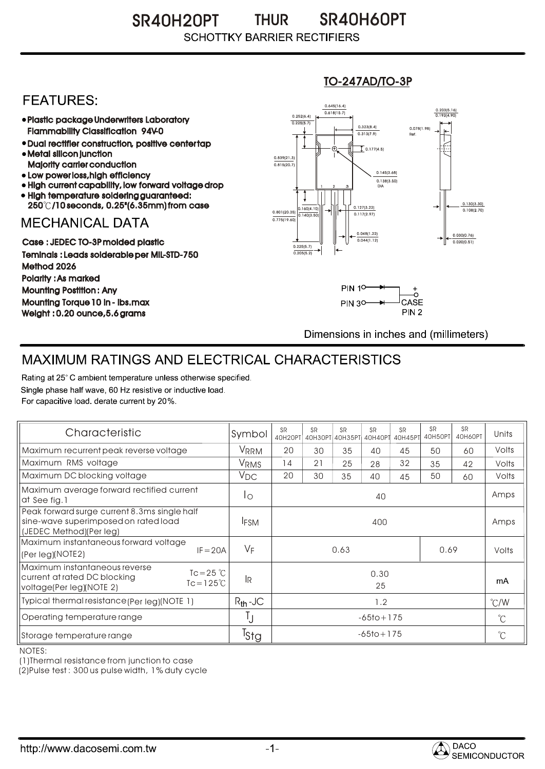# SR40H20PT THUR SR40H60PT

SCHOTTKY BARRIER RECTIFIERS

## FEATURES:

- Plastic package Underwriters Laboratory Flammability Classification 94V-0
- Dual rectifier construction, positive center tap
- Metal silicon junction Majority carrier conduction
- Low power loss,high efficiency
- High current capability, low forward voltage drop
- High temperature soldering guaranteed: 250℃/10 seconds, 0.25"(6.35mm) from case

## MECHANICAL DATA

Case : JEDEC TO-3P molded plastic

Teminals : Leads solderable per MIL-STD-750 Method 2026

Polarity : As marked

Mounting Postition : Any

Mounting Torque 10 in - lbs.max

Weight : 0.20 ounce,5.6 grams

TO-247AD/TO-3P

0.645(16.4) 0.618(15.7)
0.252(6.4) 0.225(5.7)
0.323(8.4) 0.313(7.9)
0.203(5.16) 0.193(4.90)
0.078(1.98) Ref.
0.177(4.5)
0.839(21.3) 0.815(20.7)
0.145(3.68) 0.138(3.50) DIA
0.160(4.10) 0.140(3.50)
0.801(20.35) 0.775(19.60)
0.127(3.22) 0.117(2.97)
0.130(3.30) 0.108(2.70)
0.048(1.22) 0.044(1.12)
0.030(0.76) 0.020(0.51)
0.225(5.7) 0.205(5.2)

PIN 1, PIN 3, + CASE PIN 2

Dimensions in inches and (millimeters)

## MAXIMUM RATINGS AND ELECTRICAL CHARACTERISTICS

Rating at 25° C ambient temperature unless otherwise specified.
Single phase half wave, 60 Hz resistive or inductive load.
For capacitive load. derate current by 20%.

| Characteristic | Symbol | SR 40H20PT | SR 40H30PT | SR 40H35PT | SR 40H40PT | SR 40H45PT | SR 40H50PT | SR 40H60PT | Units |
|---|---|---|---|---|---|---|---|---|---|
| Maximum recurrent peak reverse voltage | $V_{RRM}$ | 20 | 30 | 35 | 40 | 45 | 50 | 60 | Volts |
| Maximum RMS voltage | $V_{RMS}$ | 14 | 21 | 25 | 28 | 32 | 35 | 42 | Volts |
| Maximum DC blocking voltage | $V_{DC}$ | 20 | 30 | 35 | 40 | 45 | 50 | 60 | Volts |
| Maximum average forward rectified current at See fig.1 | $I_O$ | 40 | | | | | | | Amps |
| Peak forward surge current 8.3ms single half sine-wave superimposed on rated load (JEDEC Method)(Per leg) | $I_{FSM}$ | 400 | | | | | | | Amps |
| Maximum instantaneous forward voltage (Per leg)(NOTE2) IF=20A | $V_F$ | 0.63 | | | | | 0.69 | | Volts |
| Maximum instantaneous reverse current at rated DC blocking voltage(Per leg)(NOTE 2) Tc=25℃ / Tc=125℃ | $I_R$ | 0.30 / 25 | | | | | | | mA |
| Typical thermal resistance (Per leg)(NOTE 1) | $R_{th}$-JC | 1.2 | | | | | | | ℃/W |
| Operating temperature range | $T_J$ | -65to+175 | | | | | | | ℃ |
| Storage temperature range | $T_{Stg}$ | -65to+175 | | | | | | | ℃ |

NOTES:
(1) Thermal resistance from junction to case
(2) Pulse test : 300 us pulse width, 1% duty cycle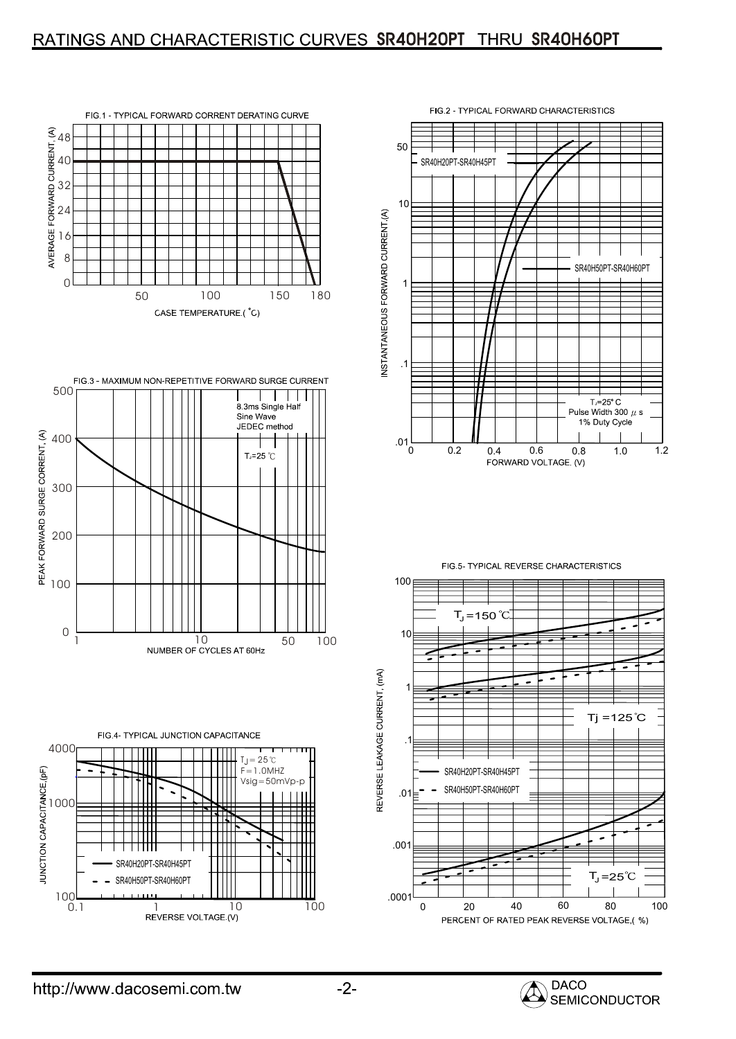# RATINGS AND CHARACTERISTIC CURVES SR40H20PT THRU SR40H60PT

FIG.1 - TYPICAL FORWARD CORRENT DERATING CURVE

AVERAGE FORWARD CURRENT, (A)

48
40
32
24
16
8
0

50 100 150 180

CASE TEMPERATURE.( °C)

FIG.2 - TYPICAL FORWARD CHARACTERISTICS

INSTANTANEOUS FORWARD CURRENT,(A)

50
10
1
.1
.01

SR40H20PT-SR40H45PT

SR40H50PT-SR40H60PT

$T_J$=25° C
Pulse Width 300 $\mu$ s
1% Duty Cycle

0 0.2 0.4 0.6 0.8 1.0 1.2

FORWARD VOLTAGE. (V)

FIG.3 - MAXIMUM NON-REPETITIVE FORWARD SURGE CURRENT

PEAK FORWARD SURGE CORRENT, (A)

500
400
300
200
100
0

8.3ms Single Half
Sine Wave
JEDEC method

$T_J$=25 ℃

1 10 50 100

NUMBER OF CYCLES AT 60Hz

FIG.4- TYPICAL JUNCTION CAPACITANCE

JUNCTION CAPACITANCE,(pF)

4000
1000
100

$T_J$= 25 ℃
F=1.0MHZ
Vsig=50mVp-p

SR40H20PT-SR40H45PT
SR40H50PT-SR40H60PT

0.1 1 10 100

REVERSE VOLTAGE.(V)

FIG.5- TYPICAL REVERSE CHARACTERISTICS

REVERSE LEAKAGE CURRENT, (mA)

100
10
1
.1
.01
.001
.0001

$T_J$=150 ℃

Tj =125 ℃

SR40H20PT-SR40H45PT
SR40H50PT-SR40H60PT

$T_J$=25℃

0 20 40 60 80 100

PERCENT OF RATED PEAK REVERSE VOLTAGE,( %)

http://www.dacosemi.com.tw

DACO SEMICONDUCTOR